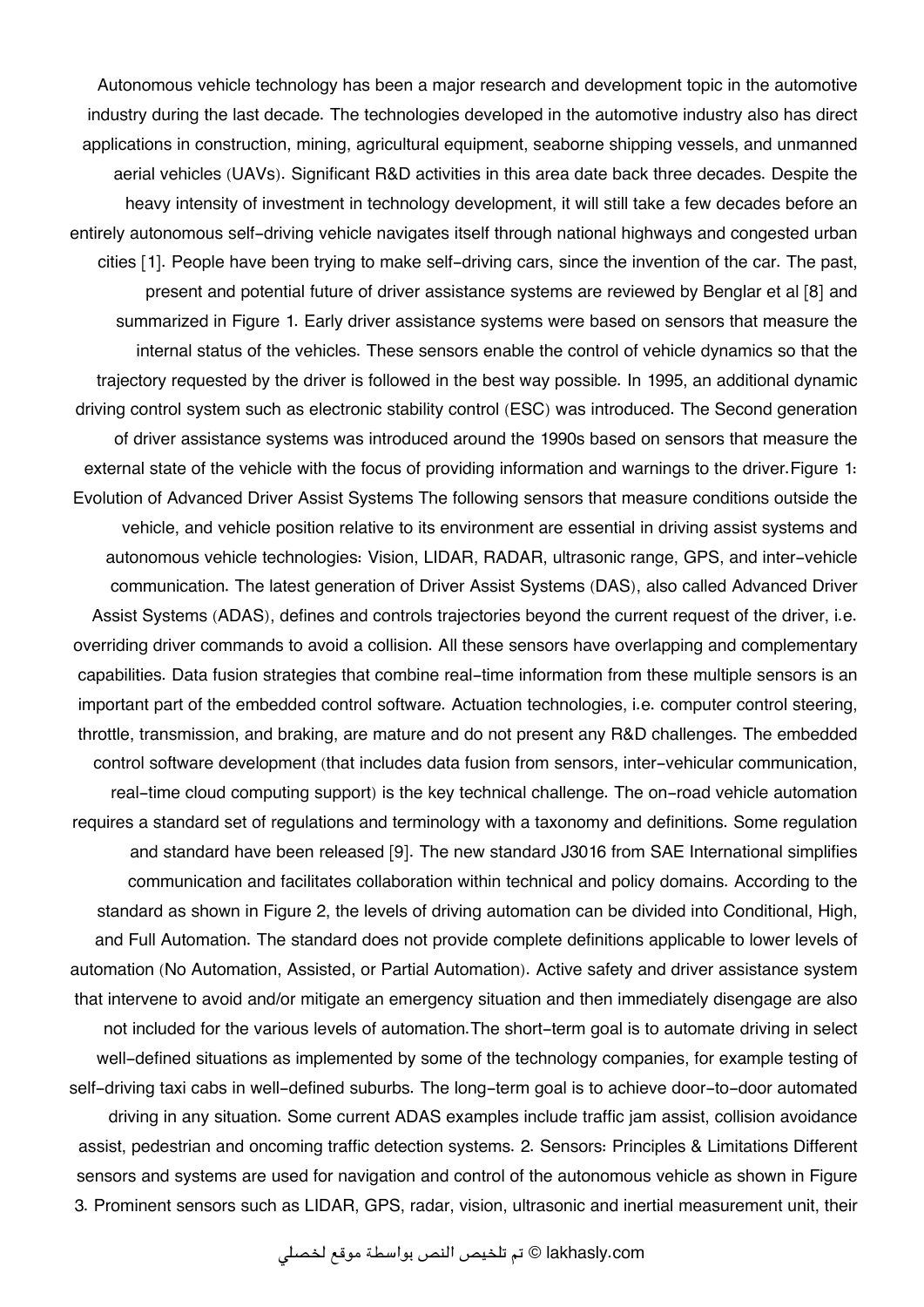Autonomous vehicle technology has been a major research and development topic in the automotive industry during the last decade. The technologies developed in the automotive industry also has direct applications in construction, mining, agricultural equipment, seaborne shipping vessels, and unmanned aerial vehicles (UAVs). Significant R&D activities in this area date back three decades. Despite the heavy intensity of investment in technology development, it will still take a few decades before an entirely autonomous self-driving vehicle navigates itself through national highways and congested urban cities [1]. People have been trying to make self-driving cars, since the invention of the car. The past, present and potential future of driver assistance systems are reviewed by Benglar et al [8] and summarized in Figure 1. Early driver assistance systems were based on sensors that measure the internal status of the vehicles. These sensors enable the control of vehicle dynamics so that the trajectory requested by the driver is followed in the best way possible. In 1995, an additional dynamic driving control system such as electronic stability control (ESC) was introduced. The Second generation of driver assistance systems was introduced around the 1990s based on sensors that measure the external state of the vehicle with the focus of providing information and warnings to the driver. Figure 1: Evolution of Advanced Driver Assist Systems The following sensors that measure conditions outside the vehicle, and vehicle position relative to its environment are essential in driving assist systems and autonomous vehicle technologies: Vision, LIDAR, RADAR, ultrasonic range, GPS, and inter-vehicle communication. The latest generation of Driver Assist Systems (DAS), also called Advanced Driver Assist Systems (ADAS), defines and controls trajectories beyond the current request of the driver, i.e. overriding driver commands to avoid a collision. All these sensors have overlapping and complementary capabilities. Data fusion strategies that combine real-time information from these multiple sensors is an important part of the embedded control software. Actuation technologies, i.e. computer control steering, throttle, transmission, and braking, are mature and do not present any R&D challenges. The embedded control software development (that includes data fusion from sensors, inter-vehicular communication, real-time cloud computing support) is the key technical challenge. The on-road vehicle automation requires a standard set of regulations and terminology with a taxonomy and definitions. Some regulation and standard have been released [9]. The new standard J3016 from SAE International simplifies communication and facilitates collaboration within technical and policy domains. According to the standard as shown in Figure 2, the levels of driving automation can be divided into Conditional, High, and Full Automation. The standard does not provide complete definitions applicable to lower levels of automation (No Automation, Assisted, or Partial Automation). Active safety and driver assistance system that intervene to avoid and/or mitigate an emergency situation and then immediately disengage are also not included for the various levels of automation. The short-term goal is to automate driving in select well-defined situations as implemented by some of the technology companies, for example testing of self-driving taxi cabs in well-defined suburbs. The long-term goal is to achieve door-to-door automated driving in any situation. Some current ADAS examples include traffic jam assist, collision avoidance assist, pedestrian and oncoming traffic detection systems. 2. Sensors: Principles & Limitations Different sensors and systems are used for navigation and control of the autonomous vehicle as shown in Figure 3. Prominent sensors such as LIDAR, GPS, radar, vision, ultrasonic and inertial measurement unit, their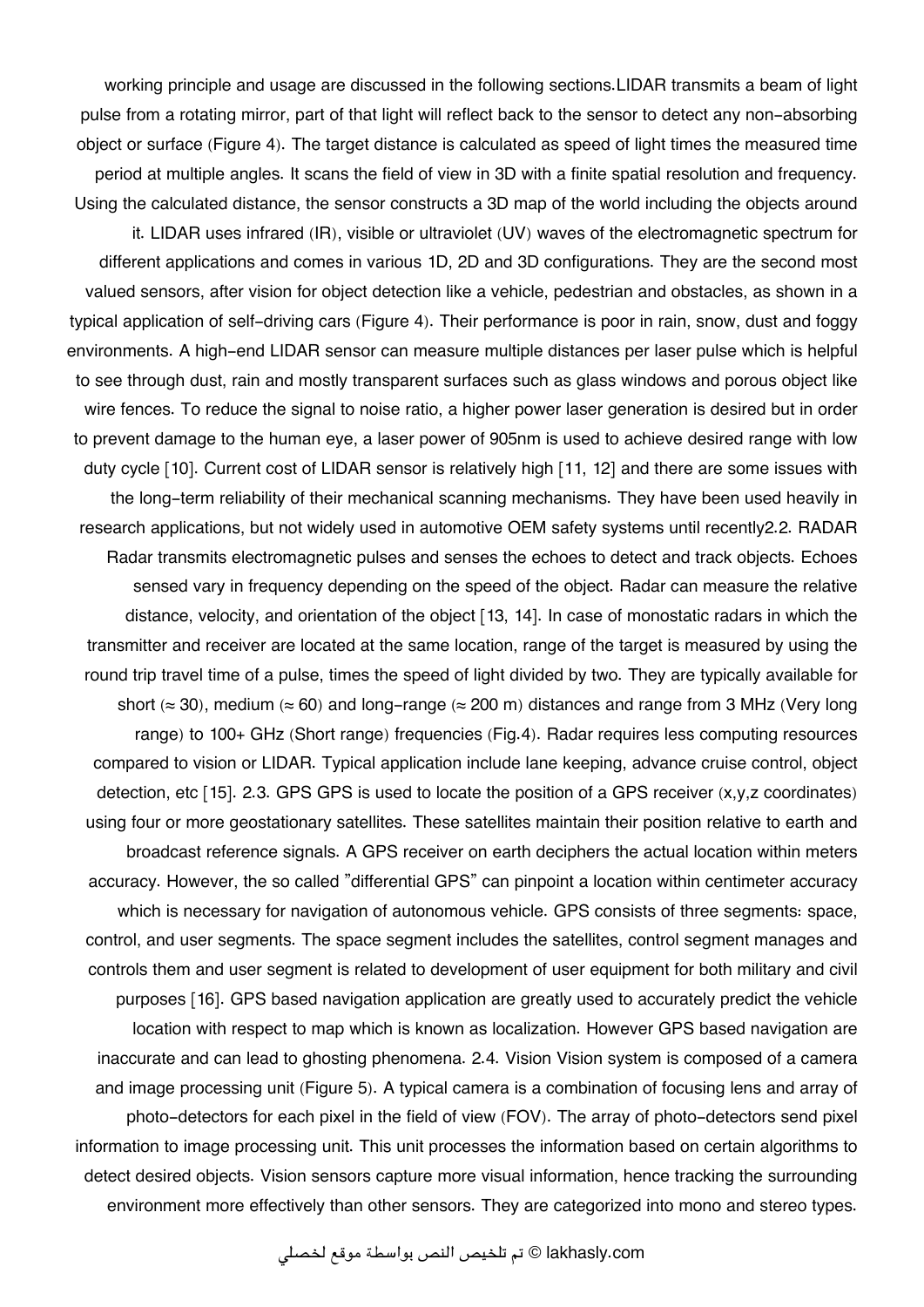working principle and usage are discussed in the following sections.LIDAR transmits a beam of light pulse from a rotating mirror, part of that light will reflect back to the sensor to detect any non-absorbing object or surface (Figure 4). The target distance is calculated as speed of light times the measured time period at multiple angles. It scans the field of view in 3D with a finite spatial resolution and frequency. Using the calculated distance, the sensor constructs a 3D map of the world including the objects around it. LIDAR uses infrared (IR), visible or ultraviolet (UV) waves of the electromagnetic spectrum for different applications and comes in various 1D, 2D and 3D configurations. They are the second most valued sensors, after vision for object detection like a vehicle, pedestrian and obstacles, as shown in a typical application of self-driving cars (Figure 4). Their performance is poor in rain, snow, dust and foggy environments. A high-end LIDAR sensor can measure multiple distances per laser pulse which is helpful to see through dust, rain and mostly transparent surfaces such as glass windows and porous object like wire fences. To reduce the signal to noise ratio, a higher power laser generation is desired but in order to prevent damage to the human eye, a laser power of 905nm is used to achieve desired range with low duty cycle [10]. Current cost of LIDAR sensor is relatively high [11, 12] and there are some issues with the long-term reliability of their mechanical scanning mechanisms. They have been used heavily in research applications, but not widely used in automotive OEM safety systems until recently2.2. RADAR Radar transmits electromagnetic pulses and senses the echoes to detect and track objects. Echoes sensed vary in frequency depending on the speed of the object. Radar can measure the relative distance, velocity, and orientation of the object [13, 14]. In case of monostatic radars in which the transmitter and receiver are located at the same location, range of the target is measured by using the round trip travel time of a pulse, times the speed of light divided by two. They are typically available for short (≈ 30), medium (≈ 60) and long-range (≈ 200 m) distances and range from 3 MHz (Very long range) to 100+ GHz (Short range) frequencies (Fig.4). Radar requires less computing resources compared to vision or LIDAR. Typical application include lane keeping, advance cruise control, object detection, etc [15]. 2.3. GPS GPS is used to locate the position of a GPS receiver (x,y,z coordinates) using four or more geostationary satellites. These satellites maintain their position relative to earth and broadcast reference signals. A GPS receiver on earth deciphers the actual location within meters accuracy. However, the so called "differential GPS" can pinpoint a location within centimeter accuracy which is necessary for navigation of autonomous vehicle. GPS consists of three segments: space, control, and user segments. The space segment includes the satellites, control segment manages and controls them and user segment is related to development of user equipment for both military and civil purposes [16]. GPS based navigation application are greatly used to accurately predict the vehicle location with respect to map which is known as localization. However GPS based navigation are inaccurate and can lead to ghosting phenomena. 2.4. Vision Vision system is composed of a camera and image processing unit (Figure 5). A typical camera is a combination of focusing lens and array of photo-detectors for each pixel in the field of view (FOV). The array of photo-detectors send pixel information to image processing unit. This unit processes the information based on certain algorithms to detect desired objects. Vision sensors capture more visual information, hence tracking the surrounding environment more effectively than other sensors. They are categorized into mono and stereo types.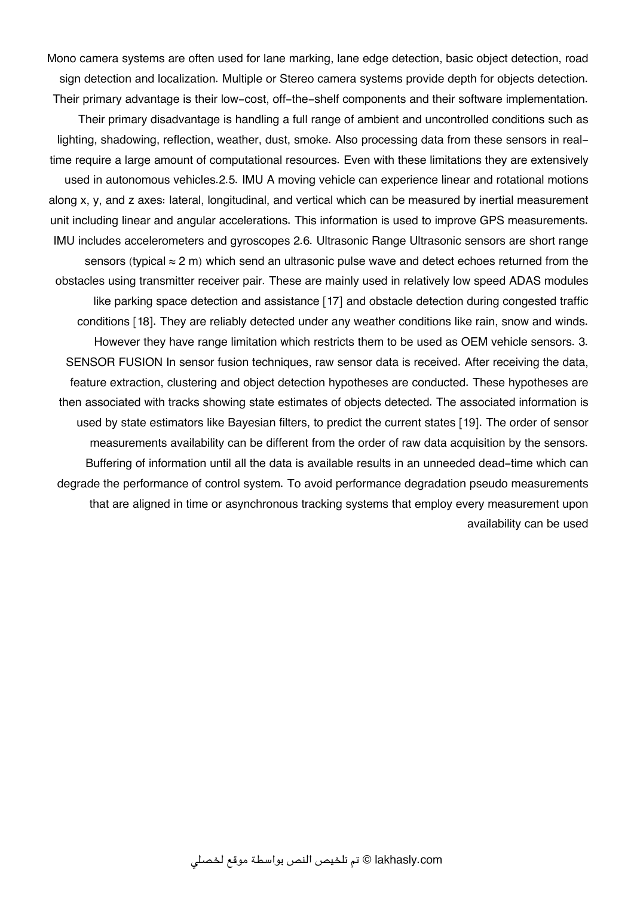Mono camera systems are often used for lane marking, lane edge detection, basic object detection, road sign detection and localization. Multiple or Stereo camera systems provide depth for objects detection. Their primary advantage is their low-cost, off-the-shelf components and their software implementation. Their primary disadvantage is handling a full range of ambient and uncontrolled conditions such as lighting, shadowing, reflection, weather, dust, smoke. Also processing data from these sensors in real-time require a large amount of computational resources. Even with these limitations they are extensively used in autonomous vehicles.2.5. IMU A moving vehicle can experience linear and rotational motions along x, y, and z axes: lateral, longitudinal, and vertical which can be measured by inertial measurement unit including linear and angular accelerations. This information is used to improve GPS measurements. IMU includes accelerometers and gyroscopes 2.6. Ultrasonic Range Ultrasonic sensors are short range sensors (typical $\approx$ 2 m) which send an ultrasonic pulse wave and detect echoes returned from the obstacles using transmitter receiver pair. These are mainly used in relatively low speed ADAS modules like parking space detection and assistance [17] and obstacle detection during congested traffic conditions [18]. They are reliably detected under any weather conditions like rain, snow and winds. However they have range limitation which restricts them to be used as OEM vehicle sensors. 3. SENSOR FUSION In sensor fusion techniques, raw sensor data is received. After receiving the data, feature extraction, clustering and object detection hypotheses are conducted. These hypotheses are then associated with tracks showing state estimates of objects detected. The associated information is used by state estimators like Bayesian filters, to predict the current states [19]. The order of sensor measurements availability can be different from the order of raw data acquisition by the sensors. Buffering of information until all the data is available results in an unneeded dead-time which can degrade the performance of control system. To avoid performance degradation pseudo measurements that are aligned in time or asynchronous tracking systems that employ every measurement upon availability can be used